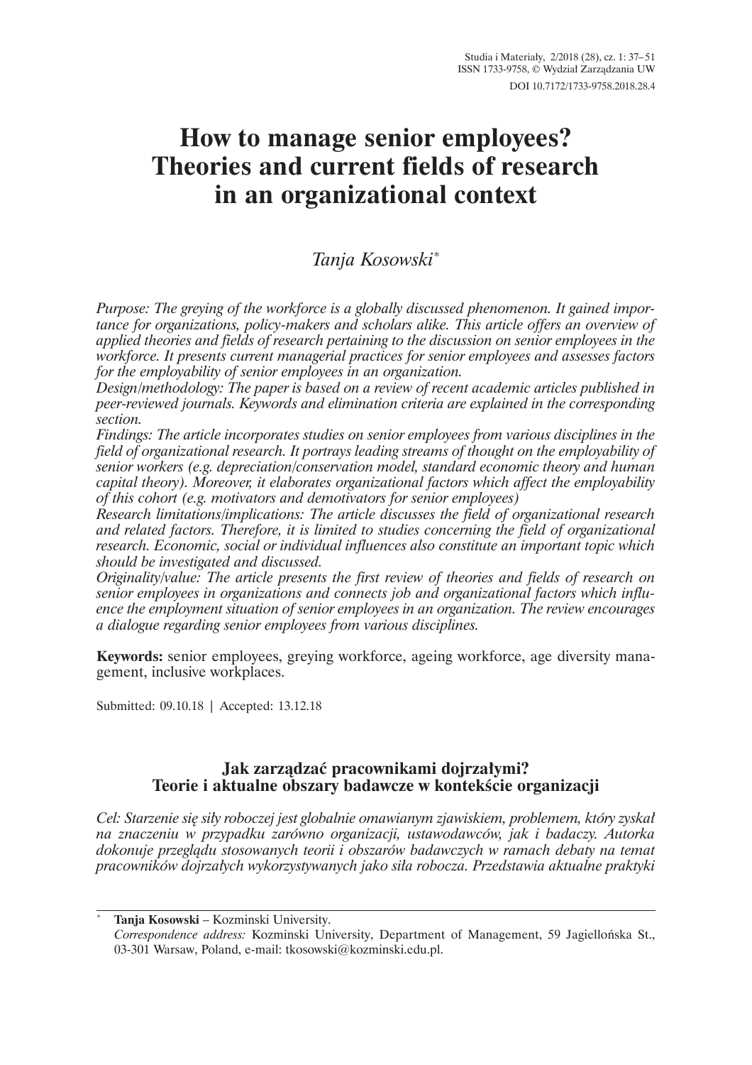# How to manage senior employees? Theories and current fields of research in an organizational context

*Tanja Kosowski*[*]

*Purpose: The greying of the workforce is a globally discussed phenomenon. It gained importance for organizations, policy-makers and scholars alike. This article offers an overview of applied theories and fields of research pertaining to the discussion on senior employees in the workforce. It presents current managerial practices for senior employees and assesses factors for the employability of senior employees in an organization.*

*Design/methodology: The paper is based on a review of recent academic articles published in peer-reviewed journals. Keywords and elimination criteria are explained in the corresponding section.*

*Findings: The article incorporates studies on senior employees from various disciplines in the field of organizational research. It portrays leading streams of thought on the employability of senior workers (e.g. depreciation/conservation model, standard economic theory and human capital theory). Moreover, it elaborates organizational factors which affect the employability of this cohort (e.g. motivators and demotivators for senior employees)*

*Research limitations/implications: The article discusses the field of organizational research and related factors. Therefore, it is limited to studies concerning the field of organizational research. Economic, social or individual influences also constitute an important topic which should be investigated and discussed.*

*Originality/value: The article presents the first review of theories and fields of research on senior employees in organizations and connects job and organizational factors which influence the employment situation of senior employees in an organization. The review encourages a dialogue regarding senior employees from various disciplines.*

**Keywords:** senior employees, greying workforce, ageing workforce, age diversity management, inclusive workplaces.

Submitted: 09.10.18 | Accepted: 13.12.18

## Jak zarządzać pracownikami dojrzałymi? Teorie i aktualne obszary badawcze w kontekście organizacji

*Cel: Starzenie się siły roboczej jest globalnie omawianym zjawiskiem, problemem, który zyskał na znaczeniu w przypadku zarówno organizacji, ustawodawców, jak i badaczy. Autorka dokonuje przeglądu stosowanych teorii i obszarów badawczych w ramach debaty na temat pracowników dojrzałych wykorzystywanych jako siła robocza. Przedstawia aktualne praktyki*

---

[*] **Tanja Kosowski** – Kozminski University.
*Correspondence address:* Kozminski University, Department of Management, 59 Jagiellońska St., 03-301 Warsaw, Poland, e-mail: tkosowski@kozminski.edu.pl.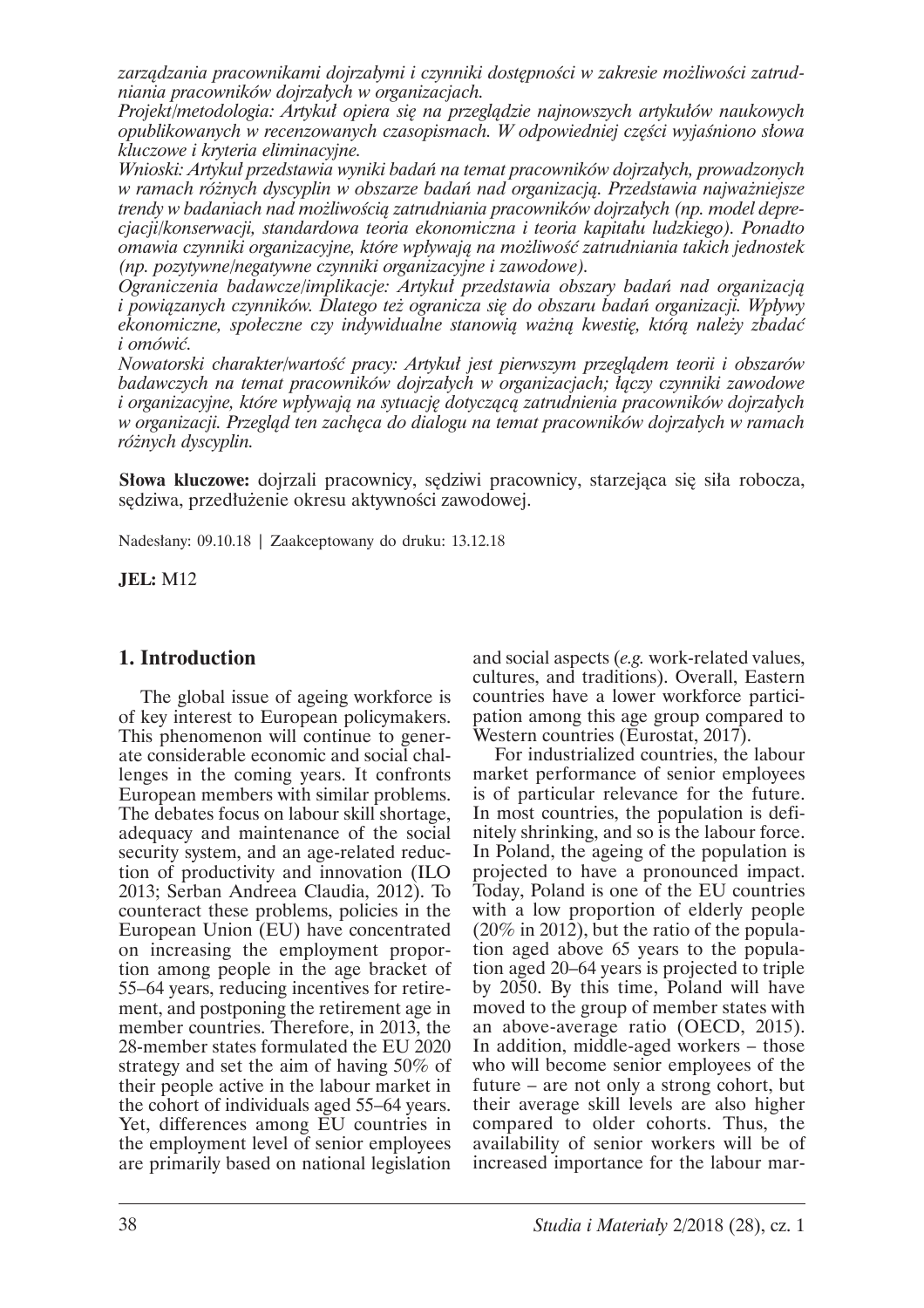*zarządzania pracownikami dojrzałymi i czynniki dostępności w zakresie możliwości zatrudniania pracowników dojrzałych w organizacjach.*

*Projekt/metodologia: Artykuł opiera się na przeglądzie najnowszych artykułów naukowych opublikowanych w recenzowanych czasopismach. W odpowiedniej części wyjaśniono słowa kluczowe i kryteria eliminacyjne.*

*Wnioski: Artykuł przedstawia wyniki badań na temat pracowników dojrzałych, prowadzonych w ramach różnych dyscyplin w obszarze badań nad organizacją. Przedstawia najważniejsze trendy w badaniach nad możliwością zatrudniania pracowników dojrzałych (np. model deprecjacji/konserwacji, standardowa teoria ekonomiczna i teoria kapitału ludzkiego). Ponadto omawia czynniki organizacyjne, które wpływają na możliwość zatrudniania takich jednostek (np. pozytywne/negatywne czynniki organizacyjne i zawodowe).*

*Ograniczenia badawcze/implikacje: Artykuł przedstawia obszary badań nad organizacją i powiązanych czynników. Dlatego też ogranicza się do obszaru badań organizacji. Wpływy ekonomiczne, społeczne czy indywidualne stanowią ważną kwestię, którą należy zbadać i omówić.*

*Nowatorski charakter/wartość pracy: Artykuł jest pierwszym przeglądem teorii i obszarów badawczych na temat pracowników dojrzałych w organizacjach; łączy czynniki zawodowe i organizacyjne, które wpływają na sytuację dotyczącą zatrudnienia pracowników dojrzałych w organizacji. Przegląd ten zachęca do dialogu na temat pracowników dojrzałych w ramach różnych dyscyplin.*

**Słowa kluczowe:** dojrzali pracownicy, sędziwi pracownicy, starzejąca się siła robocza, sędziwa, przedłużenie okresu aktywności zawodowej.

Nadesłany: 09.10.18 | Zaakceptowany do druku: 13.12.18

**JEL:** M12

## 1. Introduction

The global issue of ageing workforce is of key interest to European policymakers. This phenomenon will continue to generate considerable economic and social challenges in the coming years. It confronts European members with similar problems. The debates focus on labour skill shortage, adequacy and maintenance of the social security system, and an age-related reduction of productivity and innovation (ILO 2013; Serban Andreea Claudia, 2012). To counteract these problems, policies in the European Union (EU) have concentrated on increasing the employment proportion among people in the age bracket of 55–64 years, reducing incentives for retirement, and postponing the retirement age in member countries. Therefore, in 2013, the 28-member states formulated the EU 2020 strategy and set the aim of having 50% of their people active in the labour market in the cohort of individuals aged 55–64 years. Yet, differences among EU countries in the employment level of senior employees are primarily based on national legislation and social aspects (*e.g.* work-related values, cultures, and traditions). Overall, Eastern countries have a lower workforce participation among this age group compared to Western countries (Eurostat, 2017).

For industrialized countries, the labour market performance of senior employees is of particular relevance for the future. In most countries, the population is definitely shrinking, and so is the labour force. In Poland, the ageing of the population is projected to have a pronounced impact. Today, Poland is one of the EU countries with a low proportion of elderly people (20% in 2012), but the ratio of the population aged above 65 years to the population aged 20–64 years is projected to triple by 2050. By this time, Poland will have moved to the group of member states with an above-average ratio (OECD, 2015). In addition, middle-aged workers – those who will become senior employees of the future – are not only a strong cohort, but their average skill levels are also higher compared to older cohorts. Thus, the availability of senior workers will be of increased importance for the labour mar-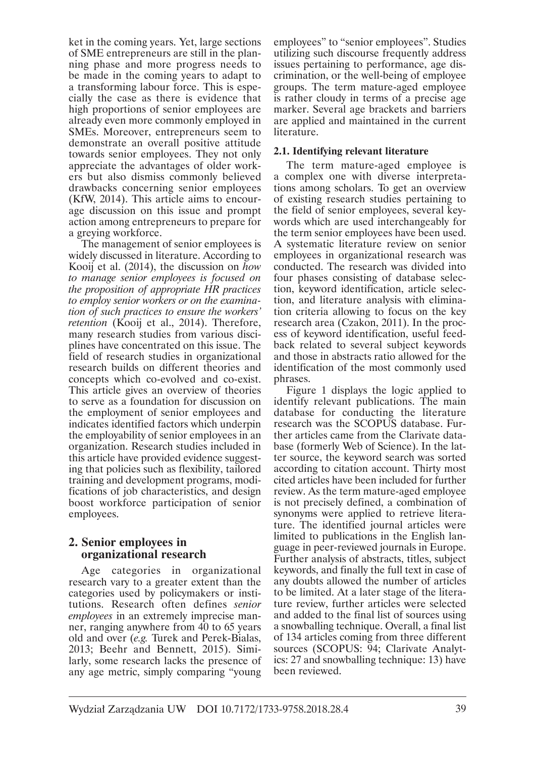ket in the coming years. Yet, large sections of SME entrepreneurs are still in the planning phase and more progress needs to be made in the coming years to adapt to a transforming labour force. This is especially the case as there is evidence that high proportions of senior employees are already even more commonly employed in SMEs. Moreover, entrepreneurs seem to demonstrate an overall positive attitude towards senior employees. They not only appreciate the advantages of older workers but also dismiss commonly believed drawbacks concerning senior employees (KfW, 2014). This article aims to encourage discussion on this issue and prompt action among entrepreneurs to prepare for a greying workforce.

The management of senior employees is widely discussed in literature. According to Kooij et al. (2014), the discussion on *how to manage senior employees is focused on the proposition of appropriate HR practices to employ senior workers or on the examination of such practices to ensure the workers' retention* (Kooij et al., 2014). Therefore, many research studies from various disciplines have concentrated on this issue. The field of research studies in organizational research builds on different theories and concepts which co-evolved and co-exist. This article gives an overview of theories to serve as a foundation for discussion on the employment of senior employees and indicates identified factors which underpin the employability of senior employees in an organization. Research studies included in this article have provided evidence suggesting that policies such as flexibility, tailored training and development programs, modifications of job characteristics, and design boost workforce participation of senior employees.

## 2. Senior employees in organizational research

Age categories in organizational research vary to a greater extent than the categories used by policymakers or institutions. Research often defines *senior employees* in an extremely imprecise manner, ranging anywhere from 40 to 65 years old and over (*e.g.* Turek and Perek-Bialas, 2013; Beehr and Bennett, 2015). Similarly, some research lacks the presence of any age metric, simply comparing "young employees" to "senior employees". Studies utilizing such discourse frequently address issues pertaining to performance, age discrimination, or the well-being of employee groups. The term mature-aged employee is rather cloudy in terms of a precise age marker. Several age brackets and barriers are applied and maintained in the current literature.

### 2.1. Identifying relevant literature

The term mature-aged employee is a complex one with diverse interpretations among scholars. To get an overview of existing research studies pertaining to the field of senior employees, several keywords which are used interchangeably for the term senior employees have been used. A systematic literature review on senior employees in organizational research was conducted. The research was divided into four phases consisting of database selection, keyword identification, article selection, and literature analysis with elimination criteria allowing to focus on the key research area (Czakon, 2011). In the process of keyword identification, useful feedback related to several subject keywords and those in abstracts ratio allowed for the identification of the most commonly used phrases.

Figure 1 displays the logic applied to identify relevant publications. The main database for conducting the literature research was the SCOPUS database. Further articles came from the Clarivate database (formerly Web of Science). In the latter source, the keyword search was sorted according to citation account. Thirty most cited articles have been included for further review. As the term mature-aged employee is not precisely defined, a combination of synonyms were applied to retrieve literature. The identified journal articles were limited to publications in the English language in peer-reviewed journals in Europe. Further analysis of abstracts, titles, subject keywords, and finally the full text in case of any doubts allowed the number of articles to be limited. At a later stage of the literature review, further articles were selected and added to the final list of sources using a snowballing technique. Overall, a final list of 134 articles coming from three different sources (SCOPUS: 94; Clarivate Analytics: 27 and snowballing technique: 13) have been reviewed.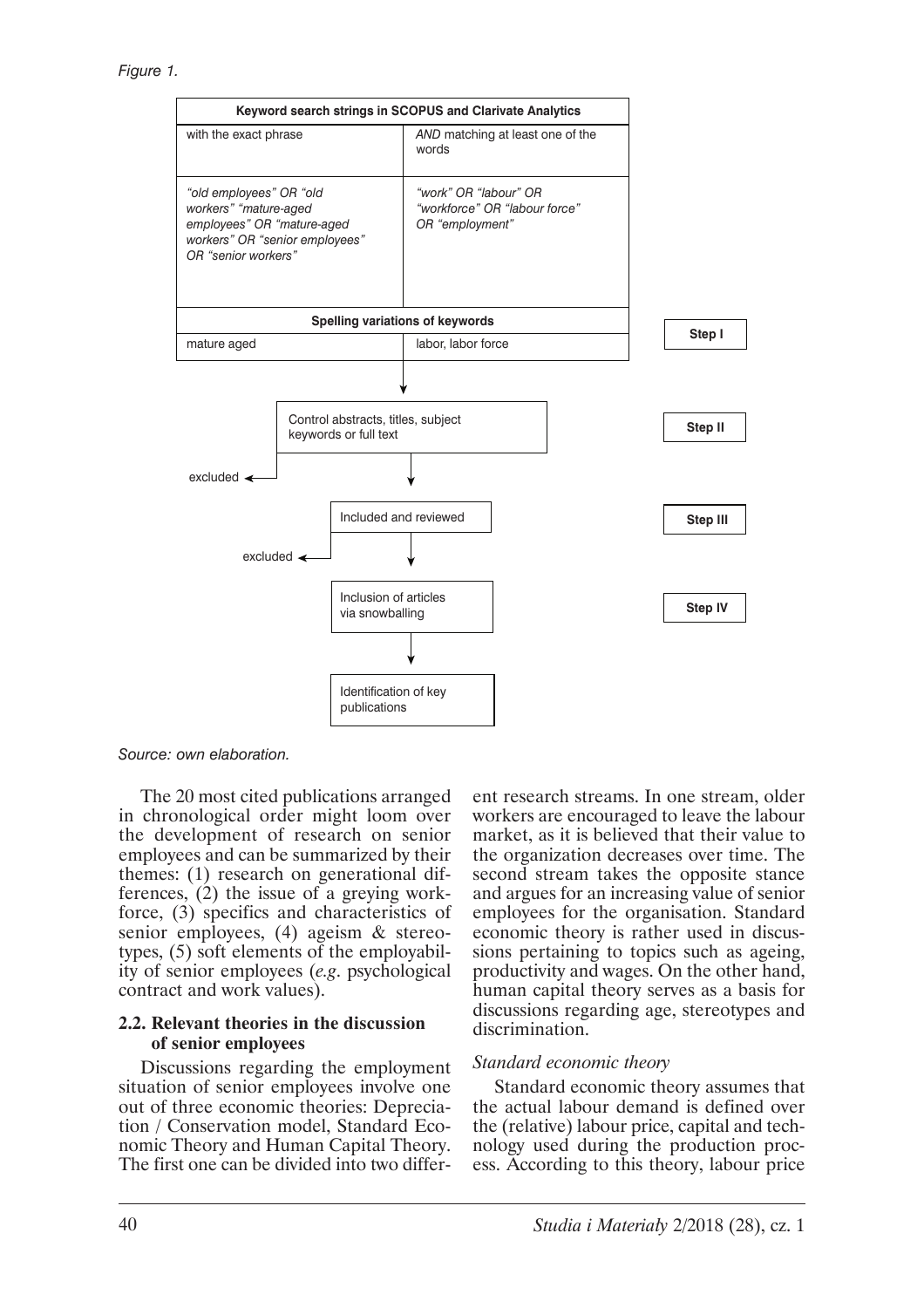*Figure 1.*

| Keyword search strings in SCOPUS and Clarivate Analytics | |
|---|---|
| with the exact phrase | *AND* matching at least one of the words |
| *"old employees" OR "old workers" "mature-aged employees" OR "mature-aged workers" OR "senior employees" OR "senior workers"* | *"work" OR "labour" OR "workforce" OR "labour force" OR "employment"* |
| **Spelling variations of keywords** | |
| mature aged | labor, labor force |

**Step I**

↓

Control abstracts, titles, subject keywords or full text → excluded

**Step II**

↓

Included and reviewed → excluded

**Step III**

↓

Inclusion of articles via snowballing

**Step IV**

↓

Identification of key publications

*Source: own elaboration.*

The 20 most cited publications arranged in chronological order might loom over the development of research on senior employees and can be summarized by their themes: (1) research on generational differences, (2) the issue of a greying workforce, (3) specifics and characteristics of senior employees, (4) ageism & stereotypes, (5) soft elements of the employability of senior employees (*e.g.* psychological contract and work values).

### 2.2. Relevant theories in the discussion of senior employees

Discussions regarding the employment situation of senior employees involve one out of three economic theories: Depreciation / Conservation model, Standard Economic Theory and Human Capital Theory. The first one can be divided into two different research streams. In one stream, older workers are encouraged to leave the labour market, as it is believed that their value to the organization decreases over time. The second stream takes the opposite stance and argues for an increasing value of senior employees for the organisation. Standard economic theory is rather used in discussions pertaining to topics such as ageing, productivity and wages. On the other hand, human capital theory serves as a basis for discussions regarding age, stereotypes and discrimination.

#### *Standard economic theory*

Standard economic theory assumes that the actual labour demand is defined over the (relative) labour price, capital and technology used during the production process. According to this theory, labour price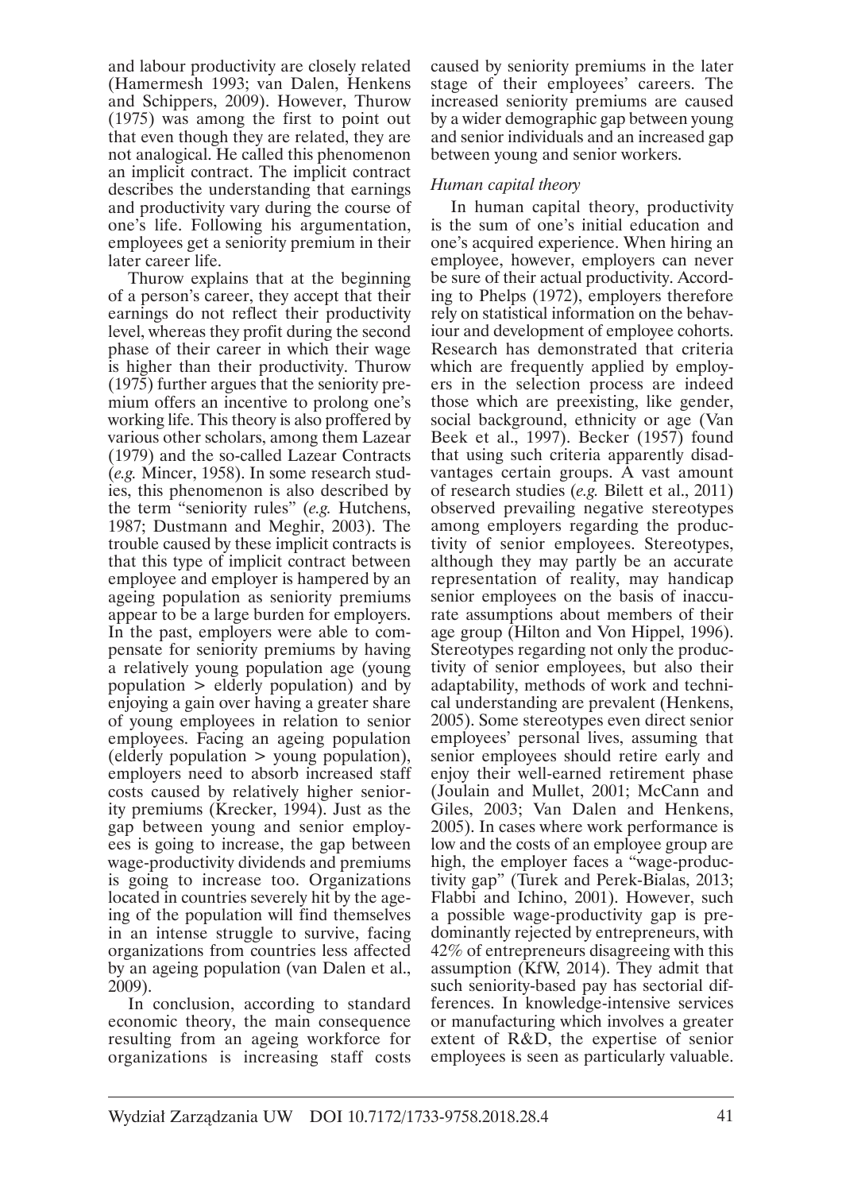and labour productivity are closely related (Hamermesh 1993; van Dalen, Henkens and Schippers, 2009). However, Thurow (1975) was among the first to point out that even though they are related, they are not analogical. He called this phenomenon an implicit contract. The implicit contract describes the understanding that earnings and productivity vary during the course of one's life. Following his argumentation, employees get a seniority premium in their later career life.

Thurow explains that at the beginning of a person's career, they accept that their earnings do not reflect their productivity level, whereas they profit during the second phase of their career in which their wage is higher than their productivity. Thurow (1975) further argues that the seniority premium offers an incentive to prolong one's working life. This theory is also proffered by various other scholars, among them Lazear (1979) and the so-called Lazear Contracts (*e.g.* Mincer, 1958). In some research studies, this phenomenon is also described by the term "seniority rules" (*e.g.* Hutchens, 1987; Dustmann and Meghir, 2003). The trouble caused by these implicit contracts is that this type of implicit contract between employee and employer is hampered by an ageing population as seniority premiums appear to be a large burden for employers. In the past, employers were able to compensate for seniority premiums by having a relatively young population age (young population > elderly population) and by enjoying a gain over having a greater share of young employees in relation to senior employees. Facing an ageing population (elderly population > young population), employers need to absorb increased staff costs caused by relatively higher seniority premiums (Krecker, 1994). Just as the gap between young and senior employees is going to increase, the gap between wage-productivity dividends and premiums is going to increase too. Organizations located in countries severely hit by the ageing of the population will find themselves in an intense struggle to survive, facing organizations from countries less affected by an ageing population (van Dalen et al., 2009).

In conclusion, according to standard economic theory, the main consequence resulting from an ageing workforce for organizations is increasing staff costs caused by seniority premiums in the later stage of their employees' careers. The increased seniority premiums are caused by a wider demographic gap between young and senior individuals and an increased gap between young and senior workers.

### *Human capital theory*

In human capital theory, productivity is the sum of one's initial education and one's acquired experience. When hiring an employee, however, employers can never be sure of their actual productivity. According to Phelps (1972), employers therefore rely on statistical information on the behaviour and development of employee cohorts. Research has demonstrated that criteria which are frequently applied by employers in the selection process are indeed those which are preexisting, like gender, social background, ethnicity or age (Van Beek et al., 1997). Becker (1957) found that using such criteria apparently disadvantages certain groups. A vast amount of research studies (*e.g.* Bilett et al., 2011) observed prevailing negative stereotypes among employers regarding the productivity of senior employees. Stereotypes, although they may partly be an accurate representation of reality, may handicap senior employees on the basis of inaccurate assumptions about members of their age group (Hilton and Von Hippel, 1996). Stereotypes regarding not only the productivity of senior employees, but also their adaptability, methods of work and technical understanding are prevalent (Henkens, 2005). Some stereotypes even direct senior employees' personal lives, assuming that senior employees should retire early and enjoy their well-earned retirement phase (Joulain and Mullet, 2001; McCann and Giles, 2003; Van Dalen and Henkens, 2005). In cases where work performance is low and the costs of an employee group are high, the employer faces a "wage-productivity gap" (Turek and Perek-Bialas, 2013; Flabbi and Ichino, 2001). However, such a possible wage-productivity gap is predominantly rejected by entrepreneurs, with 42% of entrepreneurs disagreeing with this assumption (KfW, 2014). They admit that such seniority-based pay has sectorial differences. In knowledge-intensive services or manufacturing which involves a greater extent of R&D, the expertise of senior employees is seen as particularly valuable.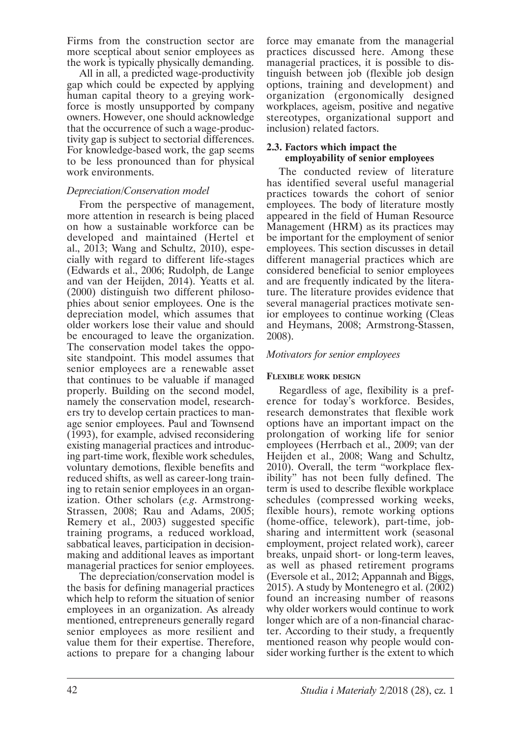Firms from the construction sector are more sceptical about senior employees as the work is typically physically demanding.

All in all, a predicted wage-productivity gap which could be expected by applying human capital theory to a greying workforce is mostly unsupported by company owners. However, one should acknowledge that the occurrence of such a wage-productivity gap is subject to sectorial differences. For knowledge-based work, the gap seems to be less pronounced than for physical work environments.

*Depreciation/Conservation model*

From the perspective of management, more attention in research is being placed on how a sustainable workforce can be developed and maintained (Hertel et al., 2013; Wang and Schultz, 2010), especially with regard to different life-stages (Edwards et al., 2006; Rudolph, de Lange and van der Heijden, 2014). Yeatts et al. (2000) distinguish two different philosophies about senior employees. One is the depreciation model, which assumes that older workers lose their value and should be encouraged to leave the organization. The conservation model takes the opposite standpoint. This model assumes that senior employees are a renewable asset that continues to be valuable if managed properly. Building on the second model, namely the conservation model, researchers try to develop certain practices to manage senior employees. Paul and Townsend (1993), for example, advised reconsidering existing managerial practices and introducing part-time work, flexible work schedules, voluntary demotions, flexible benefits and reduced shifts, as well as career-long training to retain senior employees in an organization. Other scholars (*e.g*. Armstrong-Strassen, 2008; Rau and Adams, 2005; Remery et al., 2003) suggested specific training programs, a reduced workload, sabbatical leaves, participation in decision-making and additional leaves as important managerial practices for senior employees.

The depreciation/conservation model is the basis for defining managerial practices which help to reform the situation of senior employees in an organization. As already mentioned, entrepreneurs generally regard senior employees as more resilient and value them for their expertise. Therefore, actions to prepare for a changing labour force may emanate from the managerial practices discussed here. Among these managerial practices, it is possible to distinguish between job (flexible job design options, training and development) and organization (ergonomically designed workplaces, ageism, positive and negative stereotypes, organizational support and inclusion) related factors.

### 2.3. Factors which impact the employability of senior employees

The conducted review of literature has identified several useful managerial practices towards the cohort of senior employees. The body of literature mostly appeared in the field of Human Resource Management (HRM) as its practices may be important for the employment of senior employees. This section discusses in detail different managerial practices which are considered beneficial to senior employees and are frequently indicated by the literature. The literature provides evidence that several managerial practices motivate senior employees to continue working (Cleas and Heymans, 2008; Armstrong-Stassen, 2008).

*Motivators for senior employees*

**Flexible work design**

Regardless of age, flexibility is a preference for today's workforce. Besides, research demonstrates that flexible work options have an important impact on the prolongation of working life for senior employees (Herrbach et al., 2009; van der Heijden et al., 2008; Wang and Schultz, 2010). Overall, the term "workplace flexibility" has not been fully defined. The term is used to describe flexible workplace schedules (compressed working weeks, flexible hours), remote working options (home-office, telework), part-time, job-sharing and intermittent work (seasonal employment, project related work), career breaks, unpaid short- or long-term leaves, as well as phased retirement programs (Eversole et al., 2012; Appannah and Biggs, 2015). A study by Montenegro et al. (2002) found an increasing number of reasons why older workers would continue to work longer which are of a non-financial character. According to their study, a frequently mentioned reason why people would consider working further is the extent to which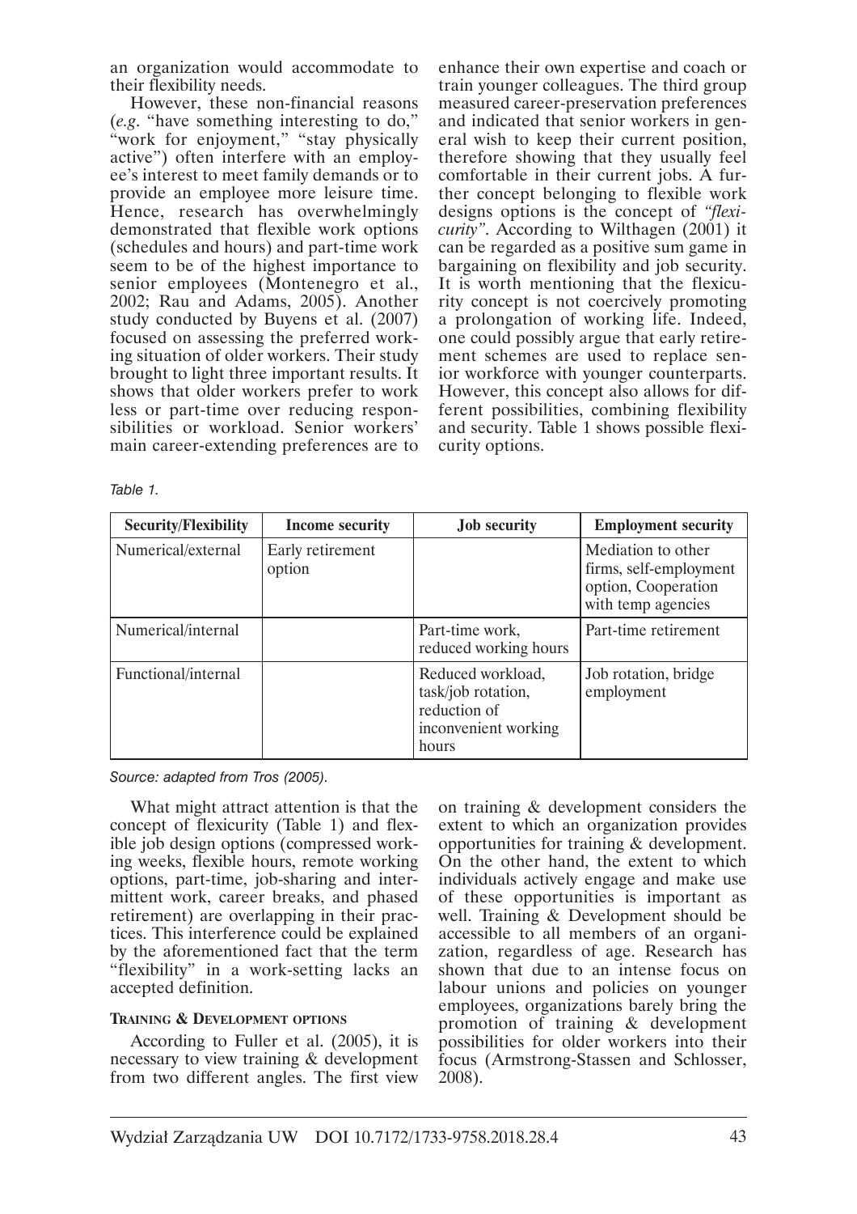an organization would accommodate to their flexibility needs.

However, these non-financial reasons (*e.g.* "have something interesting to do," "work for enjoyment," "stay physically active") often interfere with an employee's interest to meet family demands or to provide an employee more leisure time. Hence, research has overwhelmingly demonstrated that flexible work options (schedules and hours) and part-time work seem to be of the highest importance to senior employees (Montenegro et al., 2002; Rau and Adams, 2005). Another study conducted by Buyens et al. (2007) focused on assessing the preferred working situation of older workers. Their study brought to light three important results. It shows that older workers prefer to work less or part-time over reducing responsibilities or workload. Senior workers' main career-extending preferences are to enhance their own expertise and coach or train younger colleagues. The third group measured career-preservation preferences and indicated that senior workers in general wish to keep their current position, therefore showing that they usually feel comfortable in their current jobs. A further concept belonging to flexible work designs options is the concept of *"flexicurity"*. According to Wilthagen (2001) it can be regarded as a positive sum game in bargaining on flexibility and job security. It is worth mentioning that the flexicurity concept is not coercively promoting a prolongation of working life. Indeed, one could possibly argue that early retirement schemes are used to replace senior workforce with younger counterparts. However, this concept also allows for different possibilities, combining flexibility and security. Table 1 shows possible flexicurity options.

*Table 1.*

| Security/Flexibility | Income security | Job security | Employment security |
|---|---|---|---|
| Numerical/external | Early retirement option | | Mediation to other firms, self-employment option, Cooperation with temp agencies |
| Numerical/internal | | Part-time work, reduced working hours | Part-time retirement |
| Functional/internal | | Reduced workload, task/job rotation, reduction of inconvenient working hours | Job rotation, bridge employment |

*Source: adapted from Tros (2005).*

What might attract attention is that the concept of flexicurity (Table 1) and flexible job design options (compressed working weeks, flexible hours, remote working options, part-time, job-sharing and intermittent work, career breaks, and phased retirement) are overlapping in their practices. This interference could be explained by the aforementioned fact that the term "flexibility" in a work-setting lacks an accepted definition.

#### Training & Development options

According to Fuller et al. (2005), it is necessary to view training & development from two different angles. The first view on training & development considers the extent to which an organization provides opportunities for training & development. On the other hand, the extent to which individuals actively engage and make use of these opportunities is important as well. Training & Development should be accessible to all members of an organization, regardless of age. Research has shown that due to an intense focus on labour unions and policies on younger employees, organizations barely bring the promotion of training & development possibilities for older workers into their focus (Armstrong-Stassen and Schlosser, 2008).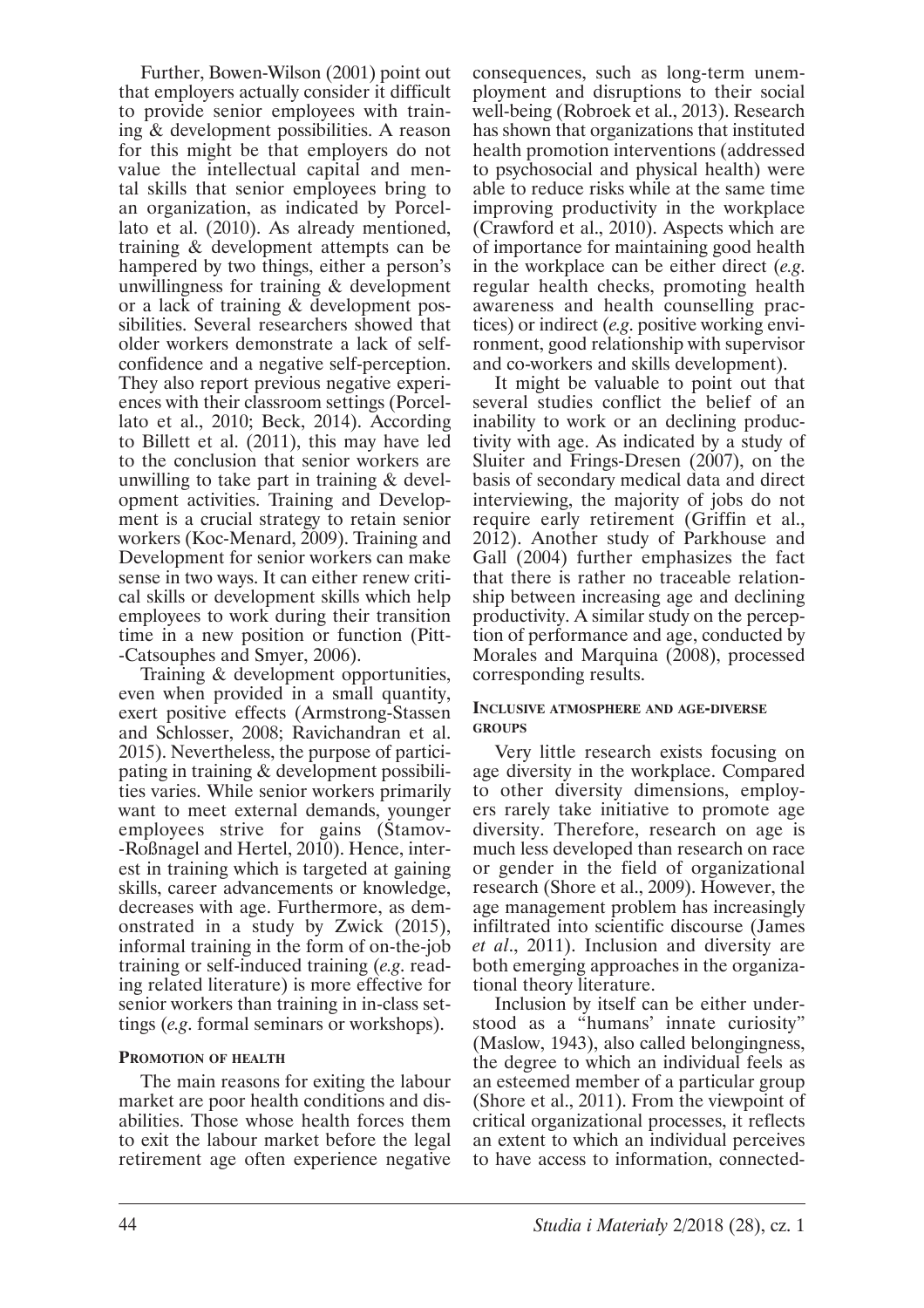Further, Bowen-Wilson (2001) point out that employers actually consider it difficult to provide senior employees with training & development possibilities. A reason for this might be that employers do not value the intellectual capital and mental skills that senior employees bring to an organization, as indicated by Porcellato et al. (2010). As already mentioned, training & development attempts can be hampered by two things, either a person's unwillingness for training & development or a lack of training & development possibilities. Several researchers showed that older workers demonstrate a lack of self-confidence and a negative self-perception. They also report previous negative experiences with their classroom settings (Porcellato et al., 2010; Beck, 2014). According to Billett et al. (2011), this may have led to the conclusion that senior workers are unwilling to take part in training & development activities. Training and Development is a crucial strategy to retain senior workers (Koc-Menard, 2009). Training and Development for senior workers can make sense in two ways. It can either renew critical skills or development skills which help employees to work during their transition time in a new position or function (Pitt-Catsouphes and Smyer, 2006).

Training & development opportunities, even when provided in a small quantity, exert positive effects (Armstrong-Stassen and Schlosser, 2008; Ravichandran et al. 2015). Nevertheless, the purpose of participating in training & development possibilities varies. While senior workers primarily want to meet external demands, younger employees strive for gains (Stamov-Roßnagel and Hertel, 2010). Hence, interest in training which is targeted at gaining skills, career advancements or knowledge, decreases with age. Furthermore, as demonstrated in a study by Zwick (2015), informal training in the form of on-the-job training or self-induced training (*e.g.* reading related literature) is more effective for senior workers than training in in-class settings (*e.g.* formal seminars or workshops).

### Promotion of health

The main reasons for exiting the labour market are poor health conditions and disabilities. Those whose health forces them to exit the labour market before the legal retirement age often experience negative consequences, such as long-term unemployment and disruptions to their social well-being (Robroek et al., 2013). Research has shown that organizations that instituted health promotion interventions (addressed to psychosocial and physical health) were able to reduce risks while at the same time improving productivity in the workplace (Crawford et al., 2010). Aspects which are of importance for maintaining good health in the workplace can be either direct (*e.g.* regular health checks, promoting health awareness and health counselling practices) or indirect (*e.g.* positive working environment, good relationship with supervisor and co-workers and skills development).

It might be valuable to point out that several studies conflict the belief of an inability to work or an declining productivity with age. As indicated by a study of Sluiter and Frings-Dresen (2007), on the basis of secondary medical data and direct interviewing, the majority of jobs do not require early retirement (Griffin et al., 2012). Another study of Parkhouse and Gall (2004) further emphasizes the fact that there is rather no traceable relationship between increasing age and declining productivity. A similar study on the perception of performance and age, conducted by Morales and Marquina (2008), processed corresponding results.

### Inclusive atmosphere and age-diverse groups

Very little research exists focusing on age diversity in the workplace. Compared to other diversity dimensions, employers rarely take initiative to promote age diversity. Therefore, research on age is much less developed than research on race or gender in the field of organizational research (Shore et al., 2009). However, the age management problem has increasingly infiltrated into scientific discourse (James *et al*., 2011). Inclusion and diversity are both emerging approaches in the organizational theory literature.

Inclusion by itself can be either understood as a "humans' innate curiosity" (Maslow, 1943), also called belongingness, the degree to which an individual feels as an esteemed member of a particular group (Shore et al., 2011). From the viewpoint of critical organizational processes, it reflects an extent to which an individual perceives to have access to information, connected-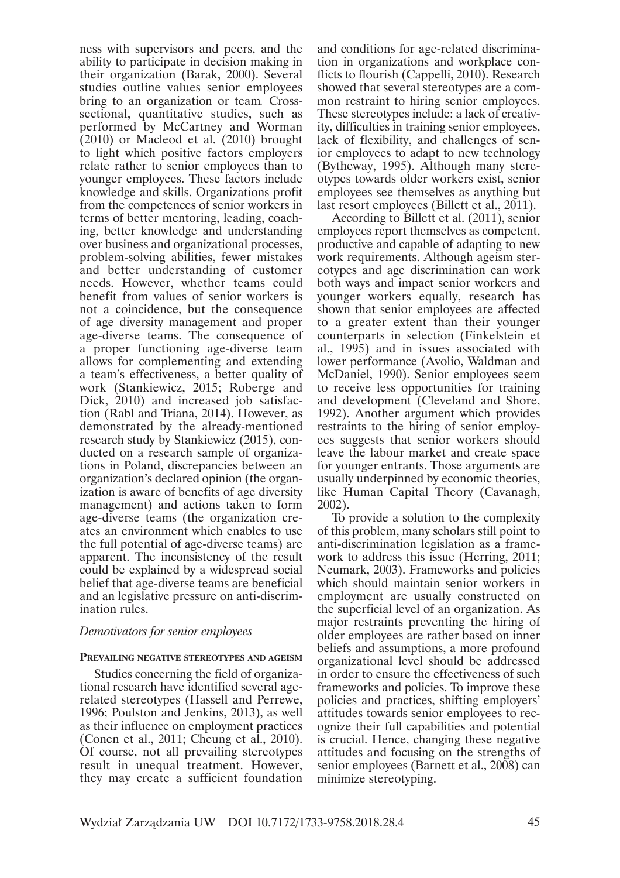ness with supervisors and peers, and the ability to participate in decision making in their organization (Barak, 2000). Several studies outline values senior employees bring to an organization or team. Cross-sectional, quantitative studies, such as performed by McCartney and Worman (2010) or Macleod et al. (2010) brought to light which positive factors employers relate rather to senior employees than to younger employees. These factors include knowledge and skills. Organizations profit from the competences of senior workers in terms of better mentoring, leading, coaching, better knowledge and understanding over business and organizational processes, problem-solving abilities, fewer mistakes and better understanding of customer needs. However, whether teams could benefit from values of senior workers is not a coincidence, but the consequence of age diversity management and proper age-diverse teams. The consequence of a proper functioning age-diverse team allows for complementing and extending a team's effectiveness, a better quality of work (Stankiewicz, 2015; Roberge and Dick, 2010) and increased job satisfaction (Rabl and Triana, 2014). However, as demonstrated by the already-mentioned research study by Stankiewicz (2015), conducted on a research sample of organizations in Poland, discrepancies between an organization's declared opinion (the organization is aware of benefits of age diversity management) and actions taken to form age-diverse teams (the organization creates an environment which enables to use the full potential of age-diverse teams) are apparent. The inconsistency of the result could be explained by a widespread social belief that age-diverse teams are beneficial and an legislative pressure on anti-discrimination rules.

### *Demotivators for senior employees*

#### Prevailing negative stereotypes and ageism

Studies concerning the field of organizational research have identified several age-related stereotypes (Hassell and Perrewe, 1996; Poulston and Jenkins, 2013), as well as their influence on employment practices (Conen et al., 2011; Cheung et al., 2010). Of course, not all prevailing stereotypes result in unequal treatment. However, they may create a sufficient foundation and conditions for age-related discrimination in organizations and workplace conflicts to flourish (Cappelli, 2010). Research showed that several stereotypes are a common restraint to hiring senior employees. These stereotypes include: a lack of creativity, difficulties in training senior employees, lack of flexibility, and challenges of senior employees to adapt to new technology (Bytheway, 1995). Although many stereotypes towards older workers exist, senior employees see themselves as anything but last resort employees (Billett et al., 2011).

According to Billett et al. (2011), senior employees report themselves as competent, productive and capable of adapting to new work requirements. Although ageism stereotypes and age discrimination can work both ways and impact senior workers and younger workers equally, research has shown that senior employees are affected to a greater extent than their younger counterparts in selection (Finkelstein et al., 1995) and in issues associated with lower performance (Avolio, Waldman and McDaniel, 1990). Senior employees seem to receive less opportunities for training and development (Cleveland and Shore, 1992). Another argument which provides restraints to the hiring of senior employees suggests that senior workers should leave the labour market and create space for younger entrants. Those arguments are usually underpinned by economic theories, like Human Capital Theory (Cavanagh, 2002).

To provide a solution to the complexity of this problem, many scholars still point to anti-discrimination legislation as a framework to address this issue (Herring, 2011; Neumark, 2003). Frameworks and policies which should maintain senior workers in employment are usually constructed on the superficial level of an organization. As major restraints preventing the hiring of older employees are rather based on inner beliefs and assumptions, a more profound organizational level should be addressed in order to ensure the effectiveness of such frameworks and policies. To improve these policies and practices, shifting employers' attitudes towards senior employees to recognize their full capabilities and potential is crucial. Hence, changing these negative attitudes and focusing on the strengths of senior employees (Barnett et al., 2008) can minimize stereotyping.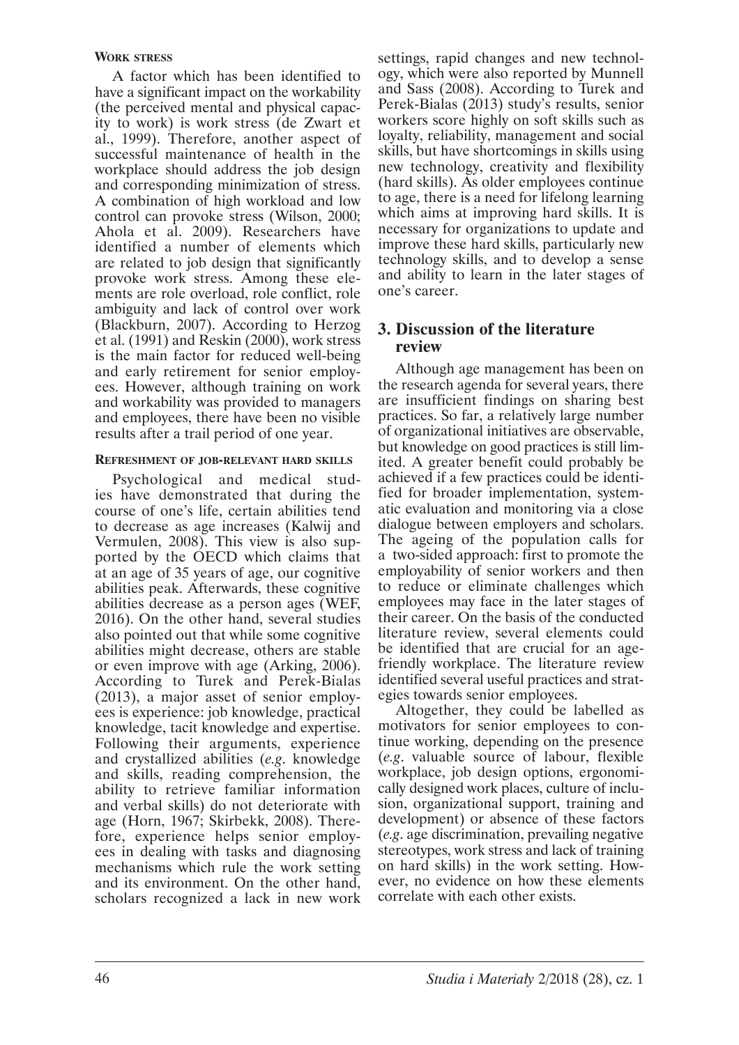#### Work stress

A factor which has been identified to have a significant impact on the workability (the perceived mental and physical capacity to work) is work stress (de Zwart et al., 1999). Therefore, another aspect of successful maintenance of health in the workplace should address the job design and corresponding minimization of stress. A combination of high workload and low control can provoke stress (Wilson, 2000; Ahola et al. 2009). Researchers have identified a number of elements which are related to job design that significantly provoke work stress. Among these elements are role overload, role conflict, role ambiguity and lack of control over work (Blackburn, 2007). According to Herzog et al. (1991) and Reskin (2000), work stress is the main factor for reduced well-being and early retirement for senior employees. However, although training on work and workability was provided to managers and employees, there have been no visible results after a trail period of one year.

#### Refreshment of job-relevant hard skills

Psychological and medical studies have demonstrated that during the course of one's life, certain abilities tend to decrease as age increases (Kalwij and Vermulen, 2008). This view is also supported by the OECD which claims that at an age of 35 years of age, our cognitive abilities peak. Afterwards, these cognitive abilities decrease as a person ages (WEF, 2016). On the other hand, several studies also pointed out that while some cognitive abilities might decrease, others are stable or even improve with age (Arking, 2006). According to Turek and Perek-Bialas (2013), a major asset of senior employees is experience: job knowledge, practical knowledge, tacit knowledge and expertise. Following their arguments, experience and crystallized abilities (*e.g.* knowledge and skills, reading comprehension, the ability to retrieve familiar information and verbal skills) do not deteriorate with age (Horn, 1967; Skirbekk, 2008). Therefore, experience helps senior employees in dealing with tasks and diagnosing mechanisms which rule the work setting and its environment. On the other hand, scholars recognized a lack in new work settings, rapid changes and new technology, which were also reported by Munnell and Sass (2008). According to Turek and Perek-Bialas (2013) study's results, senior workers score highly on soft skills such as loyalty, reliability, management and social skills, but have shortcomings in skills using new technology, creativity and flexibility (hard skills). As older employees continue to age, there is a need for lifelong learning which aims at improving hard skills. It is necessary for organizations to update and improve these hard skills, particularly new technology skills, and to develop a sense and ability to learn in the later stages of one's career.

## 3. Discussion of the literature review

Although age management has been on the research agenda for several years, there are insufficient findings on sharing best practices. So far, a relatively large number of organizational initiatives are observable, but knowledge on good practices is still limited. A greater benefit could probably be achieved if a few practices could be identified for broader implementation, systematic evaluation and monitoring via a close dialogue between employers and scholars. The ageing of the population calls for a two-sided approach: first to promote the employability of senior workers and then to reduce or eliminate challenges which employees may face in the later stages of their career. On the basis of the conducted literature review, several elements could be identified that are crucial for an age-friendly workplace. The literature review identified several useful practices and strategies towards senior employees.

Altogether, they could be labelled as motivators for senior employees to continue working, depending on the presence (*e.g.* valuable source of labour, flexible workplace, job design options, ergonomically designed work places, culture of inclusion, organizational support, training and development) or absence of these factors (*e.g.* age discrimination, prevailing negative stereotypes, work stress and lack of training on hard skills) in the work setting. However, no evidence on how these elements correlate with each other exists.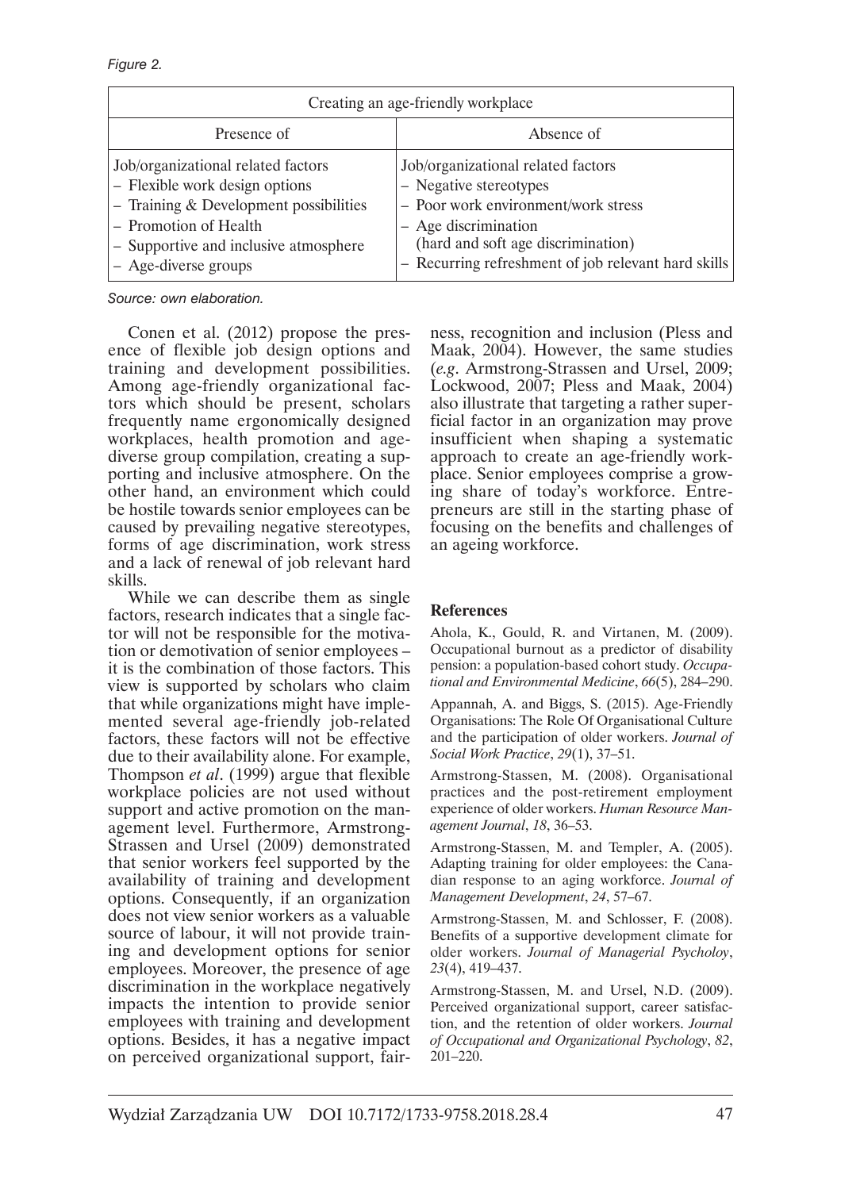*Figure 2.*

| Creating an age-friendly workplace | |
|---|---|
| Presence of | Absence of |
| Job/organizational related factors<br>– Flexible work design options<br>– Training & Development possibilities<br>– Promotion of Health<br>– Supportive and inclusive atmosphere<br>– Age-diverse groups | Job/organizational related factors<br>– Negative stereotypes<br>– Poor work environment/work stress<br>– Age discrimination<br>(hard and soft age discrimination)<br>– Recurring refreshment of job relevant hard skills |

*Source: own elaboration.*

Conen et al. (2012) propose the presence of flexible job design options and training and development possibilities. Among age-friendly organizational factors which should be present, scholars frequently name ergonomically designed workplaces, health promotion and age-diverse group compilation, creating a supporting and inclusive atmosphere. On the other hand, an environment which could be hostile towards senior employees can be caused by prevailing negative stereotypes, forms of age discrimination, work stress and a lack of renewal of job relevant hard skills.

While we can describe them as single factors, research indicates that a single factor will not be responsible for the motivation or demotivation of senior employees – it is the combination of those factors. This view is supported by scholars who claim that while organizations might have implemented several age-friendly job-related factors, these factors will not be effective due to their availability alone. For example, Thompson *et al*. (1999) argue that flexible workplace policies are not used without support and active promotion on the management level. Furthermore, Armstrong-Strassen and Ursel (2009) demonstrated that senior workers feel supported by the availability of training and development options. Consequently, if an organization does not view senior workers as a valuable source of labour, it will not provide training and development options for senior employees. Moreover, the presence of age discrimination in the workplace negatively impacts the intention to provide senior employees with training and development options. Besides, it has a negative impact on perceived organizational support, fairness, recognition and inclusion (Pless and Maak, 2004). However, the same studies (*e.g*. Armstrong-Strassen and Ursel, 2009; Lockwood, 2007; Pless and Maak, 2004) also illustrate that targeting a rather superficial factor in an organization may prove insufficient when shaping a systematic approach to create an age-friendly workplace. Senior employees comprise a growing share of today's workforce. Entrepreneurs are still in the starting phase of focusing on the benefits and challenges of an ageing workforce.

## References

Ahola, K., Gould, R. and Virtanen, M. (2009). Occupational burnout as a predictor of disability pension: a population-based cohort study. *Occupational and Environmental Medicine*, *66*(5), 284–290.

Appannah, A. and Biggs, S. (2015). Age-Friendly Organisations: The Role Of Organisational Culture and the participation of older workers. *Journal of Social Work Practice*, *29*(1), 37–51.

Armstrong-Stassen, M. (2008). Organisational practices and the post-retirement employment experience of older workers. *Human Resource Management Journal*, *18*, 36–53.

Armstrong-Stassen, M. and Templer, A. (2005). Adapting training for older employees: the Canadian response to an aging workforce. *Journal of Management Development*, *24*, 57–67.

Armstrong-Stassen, M. and Schlosser, F. (2008). Benefits of a supportive development climate for older workers. *Journal of Managerial Psycholoy*, *23*(4), 419–437.

Armstrong-Stassen, M. and Ursel, N.D. (2009). Perceived organizational support, career satisfaction, and the retention of older workers. *Journal of Occupational and Organizational Psychology*, *82*, 201–220.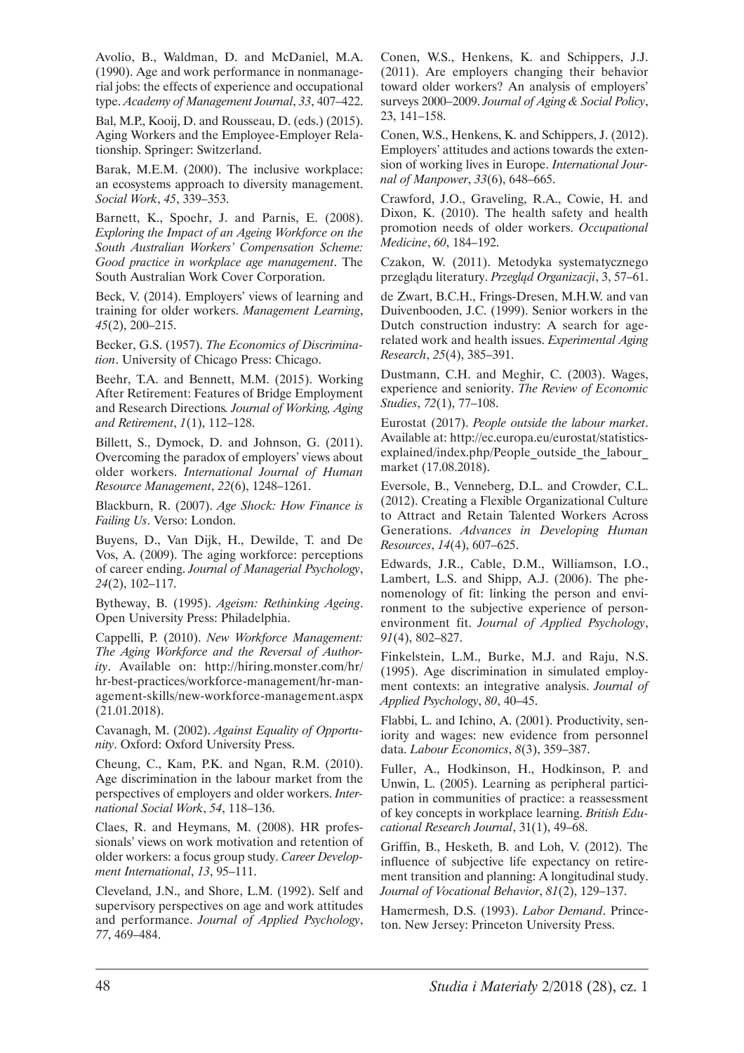Avolio, B., Waldman, D. and McDaniel, M.A. (1990). Age and work performance in nonmanagerial jobs: the effects of experience and occupational type. *Academy of Management Journal*, *33*, 407–422.

Bal, M.P., Kooij, D. and Rousseau, D. (eds.) (2015). Aging Workers and the Employee-Employer Relationship. Springer: Switzerland.

Barak, M.E.M. (2000). The inclusive workplace: an ecosystems approach to diversity management. *Social Work*, *45*, 339–353.

Barnett, K., Spoehr, J. and Parnis, E. (2008). *Exploring the Impact of an Ageing Workforce on the South Australian Workers' Compensation Scheme: Good practice in workplace age management*. The South Australian Work Cover Corporation.

Beck, V. (2014). Employers' views of learning and training for older workers. *Management Learning*, *45*(2), 200–215.

Becker, G.S. (1957). *The Economics of Discrimination*. University of Chicago Press: Chicago.

Beehr, T.A. and Bennett, M.M. (2015). Working After Retirement: Features of Bridge Employment and Research Directions*. Journal of Working, Aging and Retirement*, *1*(1), 112–128.

Billett, S., Dymock, D. and Johnson, G. (2011). Overcoming the paradox of employers' views about older workers. *International Journal of Human Resource Management*, *22*(6), 1248–1261.

Blackburn, R. (2007). *Age Shock: How Finance is Failing Us*. Verso: London.

Buyens, D., Van Dijk, H., Dewilde, T. and De Vos, A. (2009). The aging workforce: perceptions of career ending. *Journal of Managerial Psychology*, *24*(2), 102–117.

Bytheway, B. (1995). *Ageism: Rethinking Ageing*. Open University Press: Philadelphia.

Cappelli, P. (2010). *New Workforce Management: The Aging Workforce and the Reversal of Authority*. Available on: http://hiring.monster.com/hr/hr-best-practices/workforce-management/hr-management-skills/new-workforce-management.aspx (21.01.2018).

Cavanagh, M. (2002). *Against Equality of Opportunity*. Oxford: Oxford University Press.

Cheung, C., Kam, P.K. and Ngan, R.M. (2010). Age discrimination in the labour market from the perspectives of employers and older workers. *International Social Work*, *54*, 118–136.

Claes, R. and Heymans, M. (2008). HR professionals' views on work motivation and retention of older workers: a focus group study. *Career Development International*, *13*, 95–111.

Cleveland, J.N., and Shore, L.M. (1992). Self and supervisory perspectives on age and work attitudes and performance. *Journal of Applied Psychology*, *77*, 469–484.

Conen, W.S., Henkens, K. and Schippers, J.J. (2011). Are employers changing their behavior toward older workers? An analysis of employers' surveys 2000–2009. *Journal of Aging & Social Policy*, 23, 141–158.

Conen, W.S., Henkens, K. and Schippers, J. (2012). Employers' attitudes and actions towards the extension of working lives in Europe. *International Journal of Manpower*, *33*(6), 648–665.

Crawford, J.O., Graveling, R.A., Cowie, H. and Dixon, K. (2010). The health safety and health promotion needs of older workers. *Occupational Medicine*, *60*, 184–192.

Czakon, W. (2011). Metodyka systematycznego przeglądu literatury. *Przegląd Organizacji*, 3, 57–61.

de Zwart, B.C.H., Frings-Dresen, M.H.W. and van Duivenbooden, J.C. (1999). Senior workers in the Dutch construction industry: A search for age-related work and health issues. *Experimental Aging Research*, *25*(4), 385–391.

Dustmann, C.H. and Meghir, C. (2003). Wages, experience and seniority. *The Review of Economic Studies*, *72*(1), 77–108.

Eurostat (2017). *People outside the labour market*. Available at: http://ec.europa.eu/eurostat/statistics-explained/index.php/People_outside_the_labour_market (17.08.2018).

Eversole, B., Venneberg, D.L. and Crowder, C.L. (2012). Creating a Flexible Organizational Culture to Attract and Retain Talented Workers Across Generations. *Advances in Developing Human Resources*, *14*(4), 607–625.

Edwards, J.R., Cable, D.M., Williamson, I.O., Lambert, L.S. and Shipp, A.J. (2006). The phenomenology of fit: linking the person and environment to the subjective experience of person-environment fit. *Journal of Applied Psychology*, *91*(4), 802–827.

Finkelstein, L.M., Burke, M.J. and Raju, N.S. (1995). Age discrimination in simulated employment contexts: an integrative analysis. *Journal of Applied Psychology*, *80*, 40–45.

Flabbi, L. and Ichino, A. (2001). Productivity, seniority and wages: new evidence from personnel data. *Labour Economics*, *8*(3), 359–387.

Fuller, A., Hodkinson, H., Hodkinson, P. and Unwin, L. (2005). Learning as peripheral participation in communities of practice: a reassessment of key concepts in workplace learning. *British Educational Research Journal*, 31(1), 49–68.

Griffin, B., Hesketh, B. and Loh, V. (2012). The influence of subjective life expectancy on retirement transition and planning: A longitudinal study. *Journal of Vocational Behavior*, *81*(2), 129–137.

Hamermesh, D.S. (1993). *Labor Demand*. Princeton. New Jersey: Princeton University Press.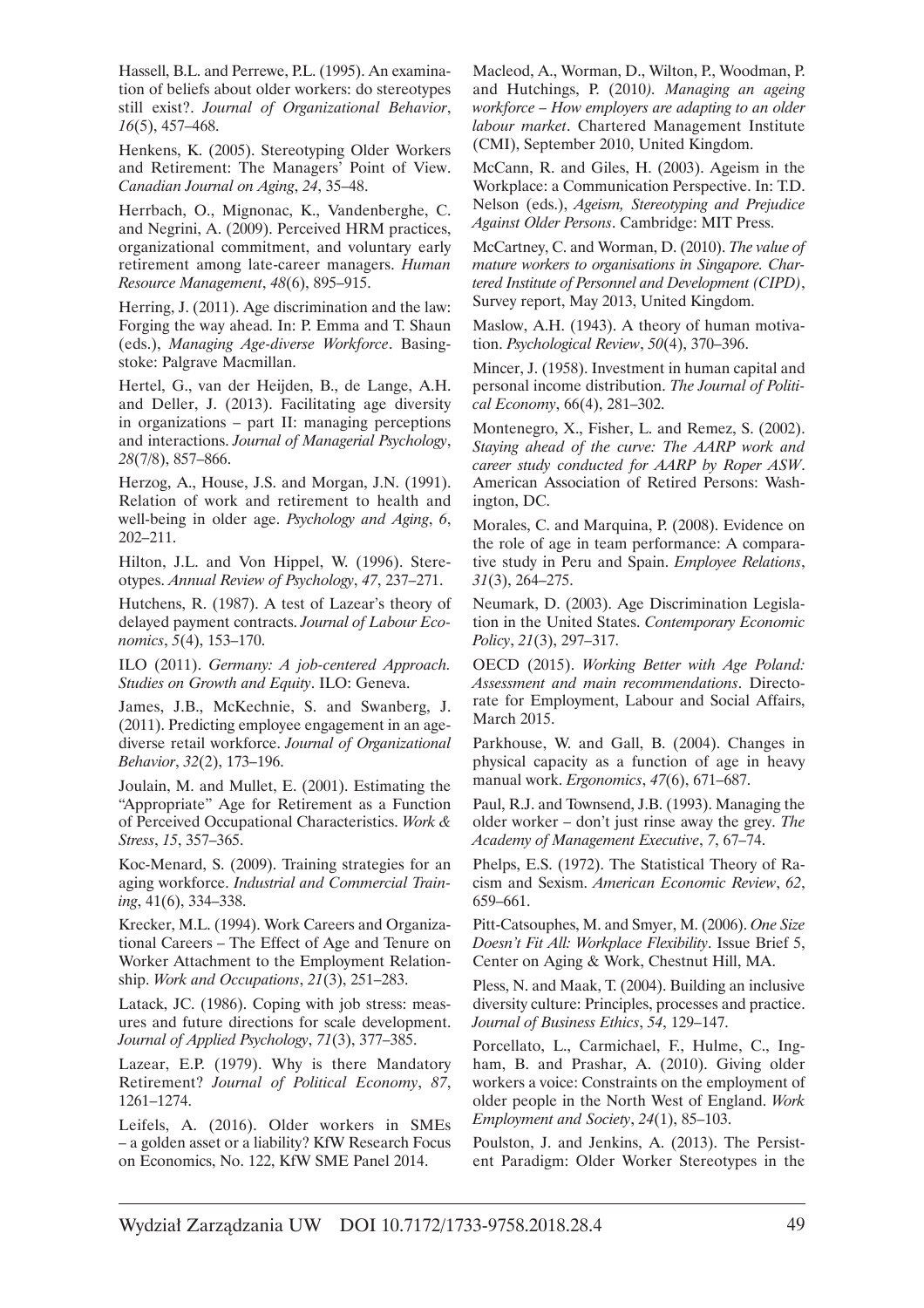Hassell, B.L. and Perrewe, P.L. (1995). An examination of beliefs about older workers: do stereotypes still exist?. *Journal of Organizational Behavior*, *16*(5), 457–468.

Henkens, K. (2005). Stereotyping Older Workers and Retirement: The Managers' Point of View. *Canadian Journal on Aging*, *24*, 35–48.

Herrbach, O., Mignonac, K., Vandenberghe, C. and Negrini, A. (2009). Perceived HRM practices, organizational commitment, and voluntary early retirement among late-career managers. *Human Resource Management*, *48*(6), 895–915.

Herring, J. (2011). Age discrimination and the law: Forging the way ahead. In: P. Emma and T. Shaun (eds.), *Managing Age-diverse Workforce*. Basingstoke: Palgrave Macmillan.

Hertel, G., van der Heijden, B., de Lange, A.H. and Deller, J. (2013). Facilitating age diversity in organizations – part II: managing perceptions and interactions. *Journal of Managerial Psychology*, *28*(7/8), 857–866.

Herzog, A., House, J.S. and Morgan, J.N. (1991). Relation of work and retirement to health and well-being in older age. *Psychology and Aging*, *6*, 202–211.

Hilton, J.L. and Von Hippel, W. (1996). Stereotypes. *Annual Review of Psychology*, *47*, 237–271.

Hutchens, R. (1987). A test of Lazear's theory of delayed payment contracts. *Journal of Labour Economics*, *5*(4), 153–170.

ILO (2011). *Germany: A job-centered Approach. Studies on Growth and Equity*. ILO: Geneva.

James, J.B., McKechnie, S. and Swanberg, J. (2011). Predicting employee engagement in an age-diverse retail workforce. *Journal of Organizational Behavior*, *32*(2), 173–196.

Joulain, M. and Mullet, E. (2001). Estimating the "Appropriate" Age for Retirement as a Function of Perceived Occupational Characteristics. *Work & Stress*, *15*, 357–365.

Koc-Menard, S. (2009). Training strategies for an aging workforce. *Industrial and Commercial Training*, 41(6), 334–338.

Krecker, M.L. (1994). Work Careers and Organizational Careers – The Effect of Age and Tenure on Worker Attachment to the Employment Relationship. *Work and Occupations*, *21*(3), 251–283.

Latack, JC. (1986). Coping with job stress: measures and future directions for scale development. *Journal of Applied Psychology*, *71*(3), 377–385.

Lazear, E.P. (1979). Why is there Mandatory Retirement? *Journal of Political Economy*, *87*, 1261–1274.

Leifels, A. (2016). Older workers in SMEs – a golden asset or a liability? KfW Research Focus on Economics, No. 122, KfW SME Panel 2014.

Macleod, A., Worman, D., Wilton, P., Woodman, P. and Hutchings, P. (2010*). Managing an ageing workforce – How employers are adapting to an older labour market*. Chartered Management Institute (CMI), September 2010, United Kingdom.

McCann, R. and Giles, H. (2003). Ageism in the Workplace: a Communication Perspective. In: T.D. Nelson (eds.), *Ageism, Stereotyping and Prejudice Against Older Persons*. Cambridge: MIT Press.

McCartney, C. and Worman, D. (2010). *The value of mature workers to organisations in Singapore. Chartered Institute of Personnel and Development (CIPD)*, Survey report, May 2013, United Kingdom.

Maslow, A.H. (1943). A theory of human motivation. *Psychological Review*, *50*(4), 370–396.

Mincer, J. (1958). Investment in human capital and personal income distribution. *The Journal of Political Economy*, 66(4), 281–302.

Montenegro, X., Fisher, L. and Remez, S. (2002). *Staying ahead of the curve: The AARP work and career study conducted for AARP by Roper ASW*. American Association of Retired Persons: Washington, DC.

Morales, C. and Marquina, P. (2008). Evidence on the role of age in team performance: A comparative study in Peru and Spain. *Employee Relations*, *31*(3), 264–275.

Neumark, D. (2003). Age Discrimination Legislation in the United States. *Contemporary Economic Policy*, *21*(3), 297–317.

OECD (2015). *Working Better with Age Poland: Assessment and main recommendations*. Directorate for Employment, Labour and Social Affairs, March 2015.

Parkhouse, W. and Gall, B. (2004). Changes in physical capacity as a function of age in heavy manual work. *Ergonomics*, *47*(6), 671–687.

Paul, R.J. and Townsend, J.B. (1993). Managing the older worker – don't just rinse away the grey. *The Academy of Management Executive*, *7*, 67–74.

Phelps, E.S. (1972). The Statistical Theory of Racism and Sexism. *American Economic Review*, *62*, 659–661.

Pitt-Catsouphes, M. and Smyer, M. (2006). *One Size Doesn't Fit All: Workplace Flexibility*. Issue Brief 5, Center on Aging & Work, Chestnut Hill, MA.

Pless, N. and Maak, T. (2004). Building an inclusive diversity culture: Principles, processes and practice. *Journal of Business Ethics*, *54*, 129–147.

Porcellato, L., Carmichael, F., Hulme, C., Ingham, B. and Prashar, A. (2010). Giving older workers a voice: Constraints on the employment of older people in the North West of England. *Work Employment and Society*, *24*(1), 85–103.

Poulston, J. and Jenkins, A. (2013). The Persistent Paradigm: Older Worker Stereotypes in the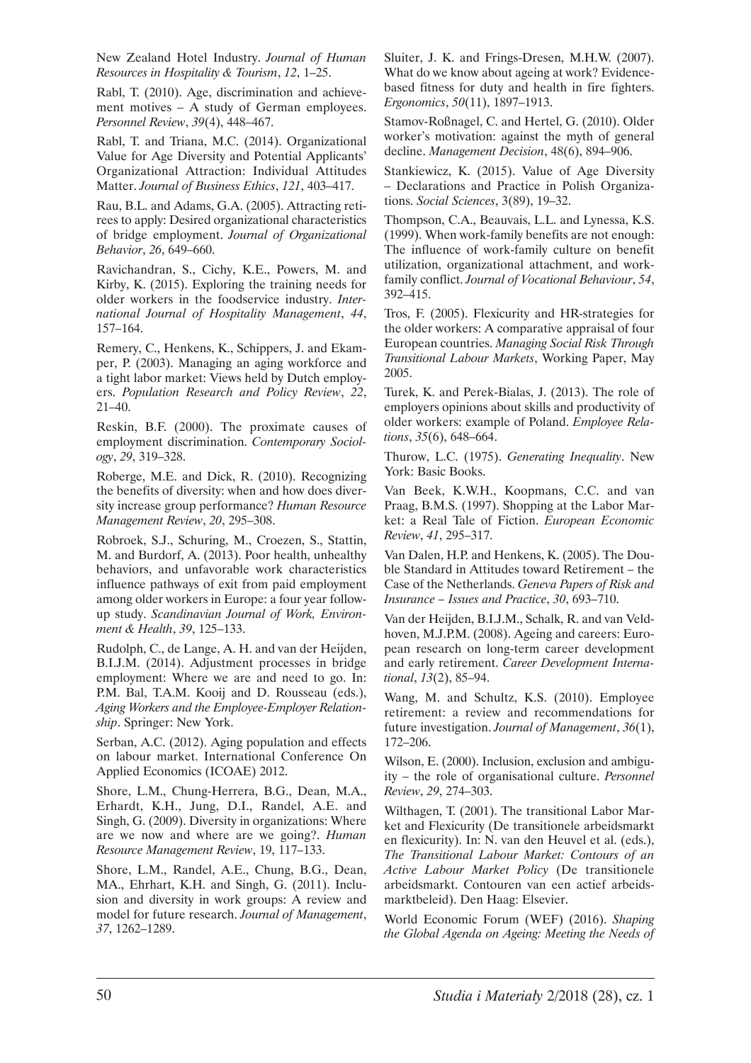New Zealand Hotel Industry. *Journal of Human Resources in Hospitality & Tourism*, *12*, 1–25.

Rabl, T. (2010). Age, discrimination and achievement motives – A study of German employees. *Personnel Review*, *39*(4), 448–467.

Rabl, T. and Triana, M.C. (2014). Organizational Value for Age Diversity and Potential Applicants' Organizational Attraction: Individual Attitudes Matter. *Journal of Business Ethics*, *121*, 403–417.

Rau, B.L. and Adams, G.A. (2005). Attracting retirees to apply: Desired organizational characteristics of bridge employment. *Journal of Organizational Behavior*, *26*, 649–660.

Ravichandran, S., Cichy, K.E., Powers, M. and Kirby, K. (2015). Exploring the training needs for older workers in the foodservice industry. *International Journal of Hospitality Management*, *44*, 157–164.

Remery, C., Henkens, K., Schippers, J. and Ekamper, P. (2003). Managing an aging workforce and a tight labor market: Views held by Dutch employers. *Population Research and Policy Review*, *22*, 21–40.

Reskin, B.F. (2000). The proximate causes of employment discrimination. *Contemporary Sociology*, *29*, 319–328.

Roberge, M.E. and Dick, R. (2010). Recognizing the benefits of diversity: when and how does diversity increase group performance? *Human Resource Management Review*, *20*, 295–308.

Robroek, S.J., Schuring, M., Croezen, S., Stattin, M. and Burdorf, A. (2013). Poor health, unhealthy behaviors, and unfavorable work characteristics influence pathways of exit from paid employment among older workers in Europe: a four year follow-up study. *Scandinavian Journal of Work, Environment & Health*, *39*, 125–133.

Rudolph, C., de Lange, A. H. and van der Heijden, B.I.J.M. (2014). Adjustment processes in bridge employment: Where we are and need to go. In: P.M. Bal, T.A.M. Kooij and D. Rousseau (eds.), *Aging Workers and the Employee-Employer Relationship*. Springer: New York.

Serban, A.C. (2012). Aging population and effects on labour market. International Conference On Applied Economics (ICOAE) 2012.

Shore, L.M., Chung-Herrera, B.G., Dean, M.A., Erhardt, K.H., Jung, D.I., Randel, A.E. and Singh, G. (2009). Diversity in organizations: Where are we now and where are we going?. *Human Resource Management Review*, 19, 117–133.

Shore, L.M., Randel, A.E., Chung, B.G., Dean, MA., Ehrhart, K.H. and Singh, G. (2011). Inclusion and diversity in work groups: A review and model for future research. *Journal of Management*, *37*, 1262–1289.

Sluiter, J. K. and Frings-Dresen, M.H.W. (2007). What do we know about ageing at work? Evidence-based fitness for duty and health in fire fighters. *Ergonomics*, *50*(11), 1897–1913.

Stamov-Roßnagel, C. and Hertel, G. (2010). Older worker's motivation: against the myth of general decline. *Management Decision*, 48(6), 894–906.

Stankiewicz, K. (2015). Value of Age Diversity – Declarations and Practice in Polish Organizations. *Social Sciences*, 3(89), 19–32.

Thompson, C.A., Beauvais, L.L. and Lynessa, K.S. (1999). When work-family benefits are not enough: The influence of work-family culture on benefit utilization, organizational attachment, and work-family conflict. *Journal of Vocational Behaviour*, *54*, 392–415.

Tros, F. (2005). Flexicurity and HR-strategies for the older workers: A comparative appraisal of four European countries. *Managing Social Risk Through Transitional Labour Markets*, Working Paper, May 2005.

Turek, K. and Perek-Bialas, J. (2013). The role of employers opinions about skills and productivity of older workers: example of Poland. *Employee Relations*, *35*(6), 648–664.

Thurow, L.C. (1975). *Generating Inequality*. New York: Basic Books.

Van Beek, K.W.H., Koopmans, C.C. and van Praag, B.M.S. (1997). Shopping at the Labor Market: a Real Tale of Fiction. *European Economic Review*, *41*, 295–317.

Van Dalen, H.P. and Henkens, K. (2005). The Double Standard in Attitudes toward Retirement – the Case of the Netherlands. *Geneva Papers of Risk and Insurance – Issues and Practice*, *30*, 693–710.

Van der Heijden, B.I.J.M., Schalk, R. and van Veldhoven, M.J.P.M. (2008). Ageing and careers: European research on long-term career development and early retirement. *Career Development International*, *13*(2), 85–94.

Wang, M. and Schultz, K.S. (2010). Employee retirement: a review and recommendations for future investigation. *Journal of Management*, *36*(1), 172–206.

Wilson, E. (2000). Inclusion, exclusion and ambiguity – the role of organisational culture. *Personnel Review*, *29*, 274–303.

Wilthagen, T. (2001). The transitional Labor Market and Flexicurity (De transitionele arbeidsmarkt en flexicurity). In: N. van den Heuvel et al. (eds.), *The Transitional Labour Market: Contours of an Active Labour Market Policy* (De transitionele arbeidsmarkt. Contouren van een actief arbeidsmarktbeleid). Den Haag: Elsevier.

World Economic Forum (WEF) (2016). *Shaping the Global Agenda on Ageing: Meeting the Needs of*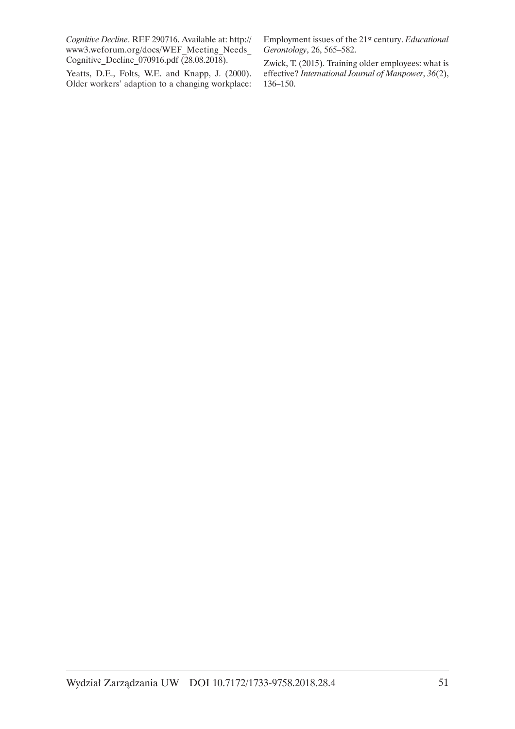*Cognitive Decline*. REF 290716. Available at: http://www3.weforum.org/docs/WEF_Meeting_Needs_Cognitive_Decline_070916.pdf (28.08.2018).

Yeatts, D.E., Folts, W.E. and Knapp, J. (2000). Older workers' adaption to a changing workplace: Employment issues of the 21st century. *Educational Gerontology*, 26, 565–582.

Zwick, T. (2015). Training older employees: what is effective? *International Journal of Manpower*, *36*(2), 136–150.